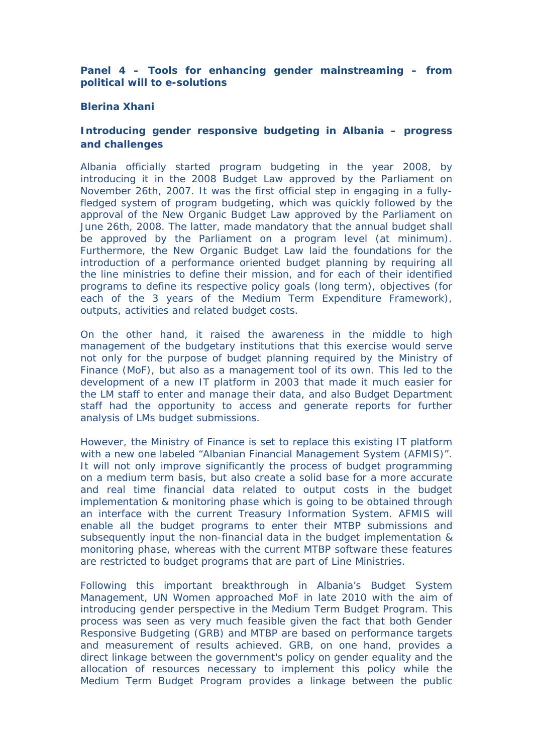**Panel 4 – Tools for enhancing gender mainstreaming – from political will to e-solutions**

**Blerina Xhani**

### Introducing gender responsive budgeting in Albania – progress and challenges

Albania officially started program budgeting in the year 2008, by introducing it in the 2008 Budget Law approved by the Parliament on November 26th, 2007. It was the first official step in engaging in a fully-fledged system of program budgeting, which was quickly followed by the approval of the New Organic Budget Law approved by the Parliament on June 26th, 2008. The latter, made mandatory that the annual budget shall be approved by the Parliament on a program level (at minimum). Furthermore, the New Organic Budget Law laid the foundations for the introduction of a performance oriented budget planning by requiring all the line ministries to define their mission, and for each of their identified programs to define its respective policy goals (long term), objectives (for each of the 3 years of the Medium Term Expenditure Framework), outputs, activities and related budget costs.

On the other hand, it raised the awareness in the middle to high management of the budgetary institutions that this exercise would serve not only for the purpose of budget planning required by the Ministry of Finance (MoF), but also as a management tool of its own. This led to the development of a new IT platform in 2003 that made it much easier for the LM staff to enter and manage their data, and also Budget Department staff had the opportunity to access and generate reports for further analysis of LMs budget submissions.

However, the Ministry of Finance is set to replace this existing IT platform with a new one labeled "Albanian Financial Management System (AFMIS)". It will not only improve significantly the process of budget programming on a medium term basis, but also create a solid base for a more accurate and real time financial data related to output costs in the budget implementation & monitoring phase which is going to be obtained through an interface with the current Treasury Information System. AFMIS will enable all the budget programs to enter their MTBP submissions and subsequently input the non-financial data in the budget implementation & monitoring phase, whereas with the current MTBP software these features are restricted to budget programs that are part of Line Ministries.

Following this important breakthrough in Albania's Budget System Management, UN Women approached MoF in late 2010 with the aim of introducing gender perspective in the Medium Term Budget Program. This process was seen as very much feasible given the fact that both Gender Responsive Budgeting (GRB) and MTBP are based on performance targets and measurement of results achieved. GRB, on one hand, provides a direct linkage between the government's policy on gender equality and the allocation of resources necessary to implement this policy while the Medium Term Budget Program provides a linkage between the public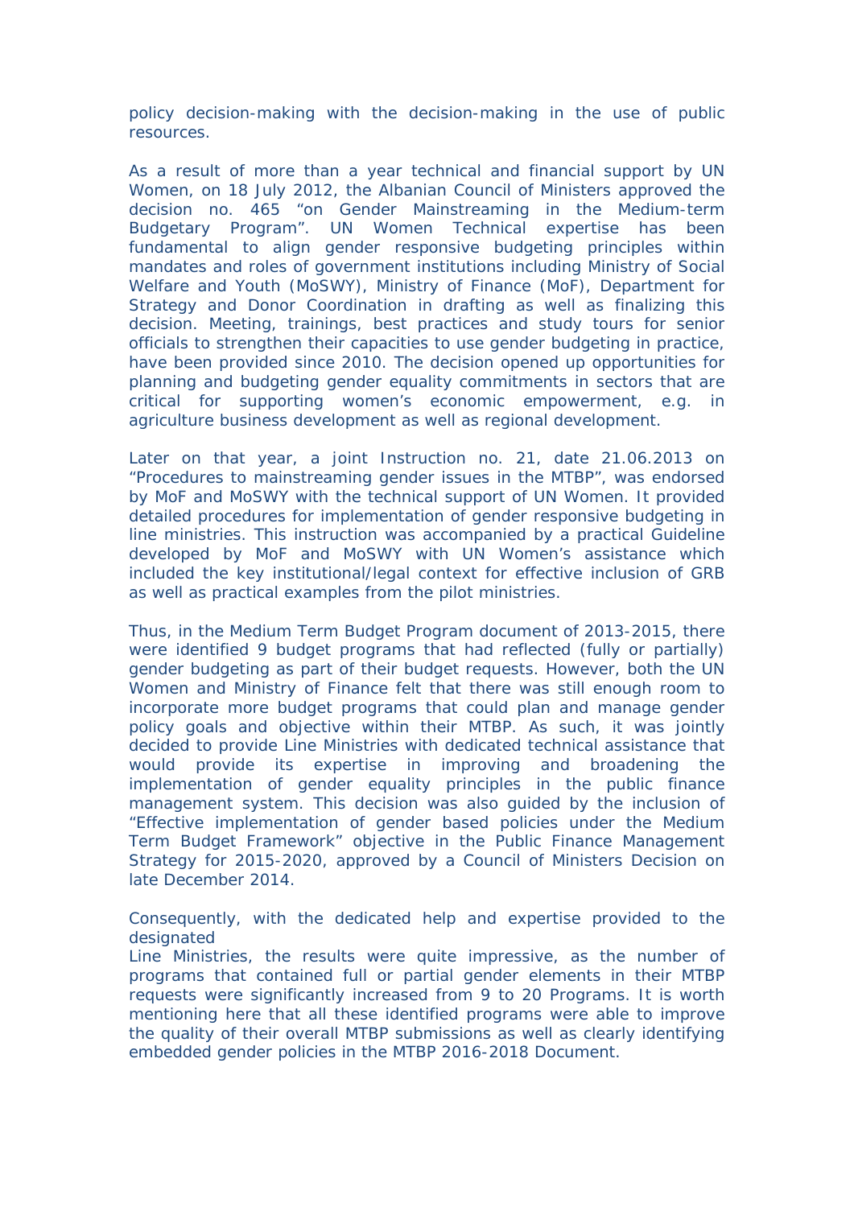policy decision-making with the decision-making in the use of public resources.

As a result of more than a year technical and financial support by UN Women, on 18 July 2012, the Albanian Council of Ministers approved the decision no. 465 "on Gender Mainstreaming in the Medium-term Budgetary Program". UN Women Technical expertise has been fundamental to align gender responsive budgeting principles within mandates and roles of government institutions including Ministry of Social Welfare and Youth (MoSWY), Ministry of Finance (MoF), Department for Strategy and Donor Coordination in drafting as well as finalizing this decision. Meeting, trainings, best practices and study tours for senior officials to strengthen their capacities to use gender budgeting in practice, have been provided since 2010. The decision opened up opportunities for planning and budgeting gender equality commitments in sectors that are critical for supporting women's economic empowerment, e.g. in agriculture business development as well as regional development.

Later on that year, a joint Instruction no. 21, date 21.06.2013 on "Procedures to mainstreaming gender issues in the MTBP", was endorsed by MoF and MoSWY with the technical support of UN Women. It provided detailed procedures for implementation of gender responsive budgeting in line ministries. This instruction was accompanied by a practical Guideline developed by MoF and MoSWY with UN Women's assistance which included the key institutional/legal context for effective inclusion of GRB as well as practical examples from the pilot ministries.

Thus, in the Medium Term Budget Program document of 2013-2015, there were identified 9 budget programs that had reflected (fully or partially) gender budgeting as part of their budget requests. However, both the UN Women and Ministry of Finance felt that there was still enough room to incorporate more budget programs that could plan and manage gender policy goals and objective within their MTBP. As such, it was jointly decided to provide Line Ministries with dedicated technical assistance that would provide its expertise in improving and broadening the implementation of gender equality principles in the public finance management system. This decision was also guided by the inclusion of "Effective implementation of gender based policies under the Medium Term Budget Framework" objective in the Public Finance Management Strategy for 2015-2020, approved by a Council of Ministers Decision on late December 2014.

Consequently, with the dedicated help and expertise provided to the designated
Line Ministries, the results were quite impressive, as the number of programs that contained full or partial gender elements in their MTBP requests were significantly increased from 9 to 20 Programs. It is worth mentioning here that all these identified programs were able to improve the quality of their overall MTBP submissions as well as clearly identifying embedded gender policies in the MTBP 2016-2018 Document.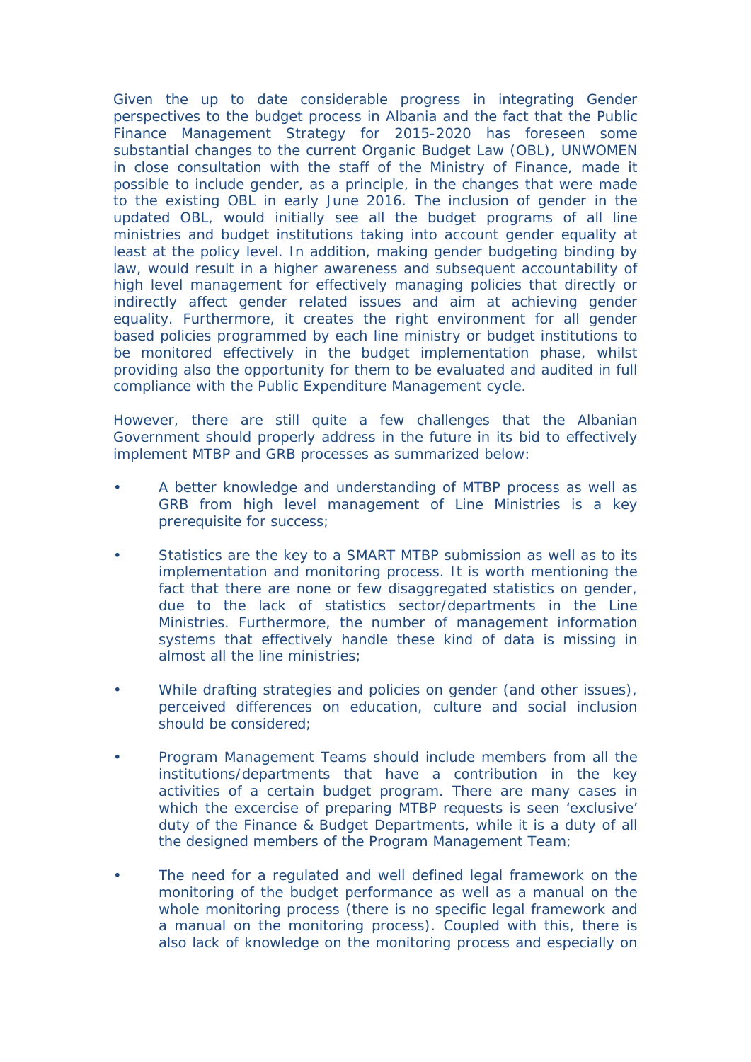Given the up to date considerable progress in integrating Gender perspectives to the budget process in Albania and the fact that the Public Finance Management Strategy for 2015-2020 has foreseen some substantial changes to the current Organic Budget Law (OBL), UNWOMEN in close consultation with the staff of the Ministry of Finance, made it possible to include gender, as a principle, in the changes that were made to the existing OBL in early June 2016. The inclusion of gender in the updated OBL, would initially see all the budget programs of all line ministries and budget institutions taking into account gender equality at least at the policy level. In addition, making gender budgeting binding by law, would result in a higher awareness and subsequent accountability of high level management for effectively managing policies that directly or indirectly affect gender related issues and aim at achieving gender equality. Furthermore, it creates the right environment for all gender based policies programmed by each line ministry or budget institutions to be monitored effectively in the budget implementation phase, whilst providing also the opportunity for them to be evaluated and audited in full compliance with the Public Expenditure Management cycle.

However, there are still quite a few challenges that the Albanian Government should properly address in the future in its bid to effectively implement MTBP and GRB processes as summarized below:

- A better knowledge and understanding of MTBP process as well as GRB from high level management of Line Ministries is a key prerequisite for success;

- Statistics are the key to a SMART MTBP submission as well as to its implementation and monitoring process. It is worth mentioning the fact that there are none or few disaggregated statistics on gender, due to the lack of statistics sector/departments in the Line Ministries. Furthermore, the number of management information systems that effectively handle these kind of data is missing in almost all the line ministries;

- While drafting strategies and policies on gender (and other issues), perceived differences on education, culture and social inclusion should be considered;

- Program Management Teams should include members from all the institutions/departments that have a contribution in the key activities of a certain budget program. There are many cases in which the excercise of preparing MTBP requests is seen 'exclusive' duty of the Finance & Budget Departments, while it is a duty of all the designed members of the Program Management Team;

- The need for a regulated and well defined legal framework on the monitoring of the budget performance as well as a manual on the whole monitoring process (there is no specific legal framework and a manual on the monitoring process). Coupled with this, there is also lack of knowledge on the monitoring process and especially on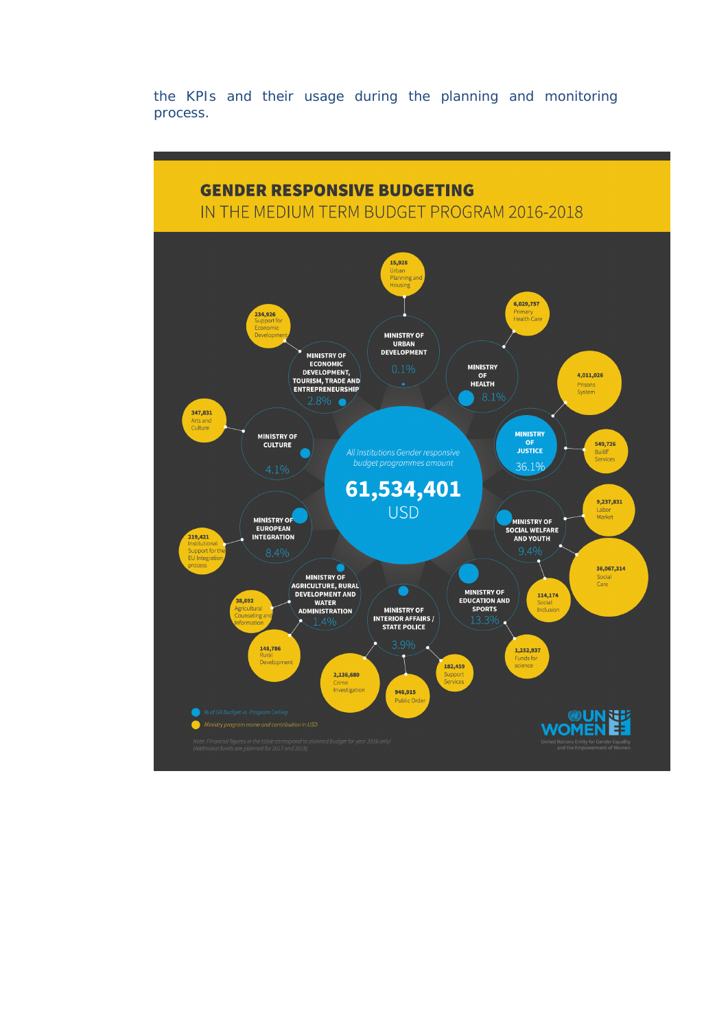the KPIs and their usage during the planning and monitoring process.

## GENDER RESPONSIVE BUDGETING

IN THE MEDIUM TERM BUDGET PROGRAM 2016-2018

All Institutions Gender responsive budget programmes amount

**61,534,401**

USD

MINISTRY OF URBAN DEVELOPMENT
0.1%
15,928 Urban Planning and Housing

MINISTRY OF HEALTH
8.1%
6,029,757 Primary Health Care

MINISTRY OF JUSTICE
36.1%
4,011,026 Prisons System
549,726 Bailiff Services

MINISTRY OF SOCIAL WELFARE AND YOUTH
9.4%
9,237,831 Labor Market
36,067,314 Social Care
114,174 Social Inclusion

MINISTRY OF EDUCATION AND SPORTS
13.3%
1,252,937 Funds for science

MINISTRY OF INTERIOR AFFAIRS / STATE POLICE
3.9%
182,459 Support Services
946,915 Public Order
2,136,680 Crime Investigation

MINISTRY OF AGRICULTURE, RURAL DEVELOPMENT AND WATER ADMINISTRATION
1.4%
148,786 Rural Development
38,692 Agricultural Counseling and Information

MINISTRY OF EUROPEAN INTEGRATION
8.4%
219,421 Institutional Support for the EU Integration process

MINISTRY OF CULTURE
4.1%
347,831 Arts and Culture

MINISTRY OF ECONOMIC DEVELOPMENT, TOURISM, TRADE AND ENTREPRENEURSHIP
2.8%
234,926 Support for Economic Development

% of GR Budget vs. Program Ceiling

Ministry program name and contribution in USD

Note: Financial figures in the table correspond to planned budget for year 2016 only! (Additional funds are planned for 2017 and 2018)

UN WOMEN
United Nations Entity for Gender Equality and the Empowerment of Women